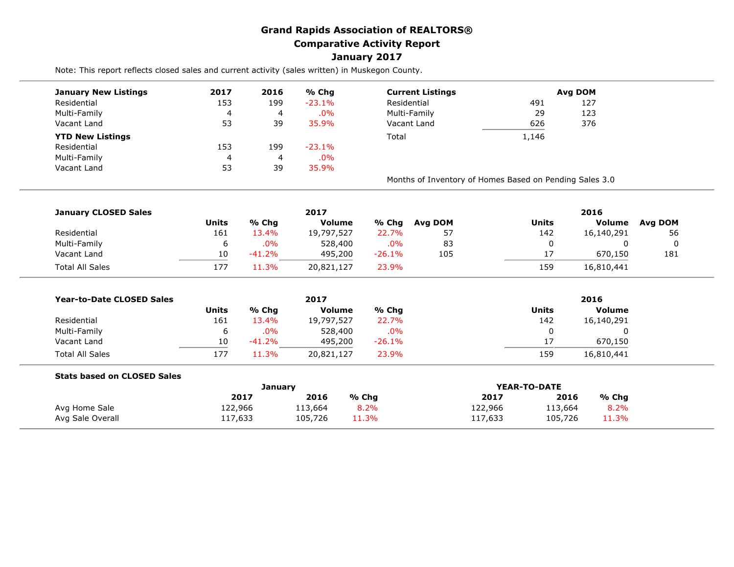# Grand Rapids Association of REALTORS®
## Comparative Activity Report
## January 2017

Note: This report reflects closed sales and current activity (sales written) in Muskegon County.

| January New Listings | 2017 | 2016 | % Chg |
|---|---|---|---|
| Residential | 153 | 199 | -23.1% |
| Multi-Family | 4 | 4 | .0% |
| Vacant Land | 53 | 39 | 35.9% |
| **YTD New Listings** | | | |
| Residential | 153 | 199 | -23.1% |
| Multi-Family | 4 | 4 | .0% |
| Vacant Land | 53 | 39 | 35.9% |

| Current Listings | | Avg DOM |
|---|---|---|
| Residential | 491 | 127 |
| Multi-Family | 29 | 123 |
| Vacant Land | 626 | 376 |
| Total | 1,146 | |

Months of Inventory of Homes Based on Pending Sales 3.0

| January CLOSED Sales | 2017 | | | | | 2016 | | |
|---|---|---|---|---|---|---|---|---|
| | Units | % Chg | Volume | % Chg | Avg DOM | Units | Volume | Avg DOM |
| Residential | 161 | 13.4% | 19,797,527 | 22.7% | 57 | 142 | 16,140,291 | 56 |
| Multi-Family | 6 | .0% | 528,400 | .0% | 83 | 0 | 0 | 0 |
| Vacant Land | 10 | -41.2% | 495,200 | -26.1% | 105 | 17 | 670,150 | 181 |
| Total All Sales | 177 | 11.3% | 20,821,127 | 23.9% | | 159 | 16,810,441 | |

| Year-to-Date CLOSED Sales | 2017 | | | | 2016 | |
|---|---|---|---|---|---|---|
| | Units | % Chg | Volume | % Chg | Units | Volume |
| Residential | 161 | 13.4% | 19,797,527 | 22.7% | 142 | 16,140,291 |
| Multi-Family | 6 | .0% | 528,400 | .0% | 0 | 0 |
| Vacant Land | 10 | -41.2% | 495,200 | -26.1% | 17 | 670,150 |
| Total All Sales | 177 | 11.3% | 20,821,127 | 23.9% | 159 | 16,810,441 |

**Stats based on CLOSED Sales**

| | January | | | YEAR-TO-DATE | | |
|---|---|---|---|---|---|---|
| | 2017 | 2016 | % Chg | 2017 | 2016 | % Chg |
| Avg Home Sale | 122,966 | 113,664 | 8.2% | 122,966 | 113,664 | 8.2% |
| Avg Sale Overall | 117,633 | 105,726 | 11.3% | 117,633 | 105,726 | 11.3% |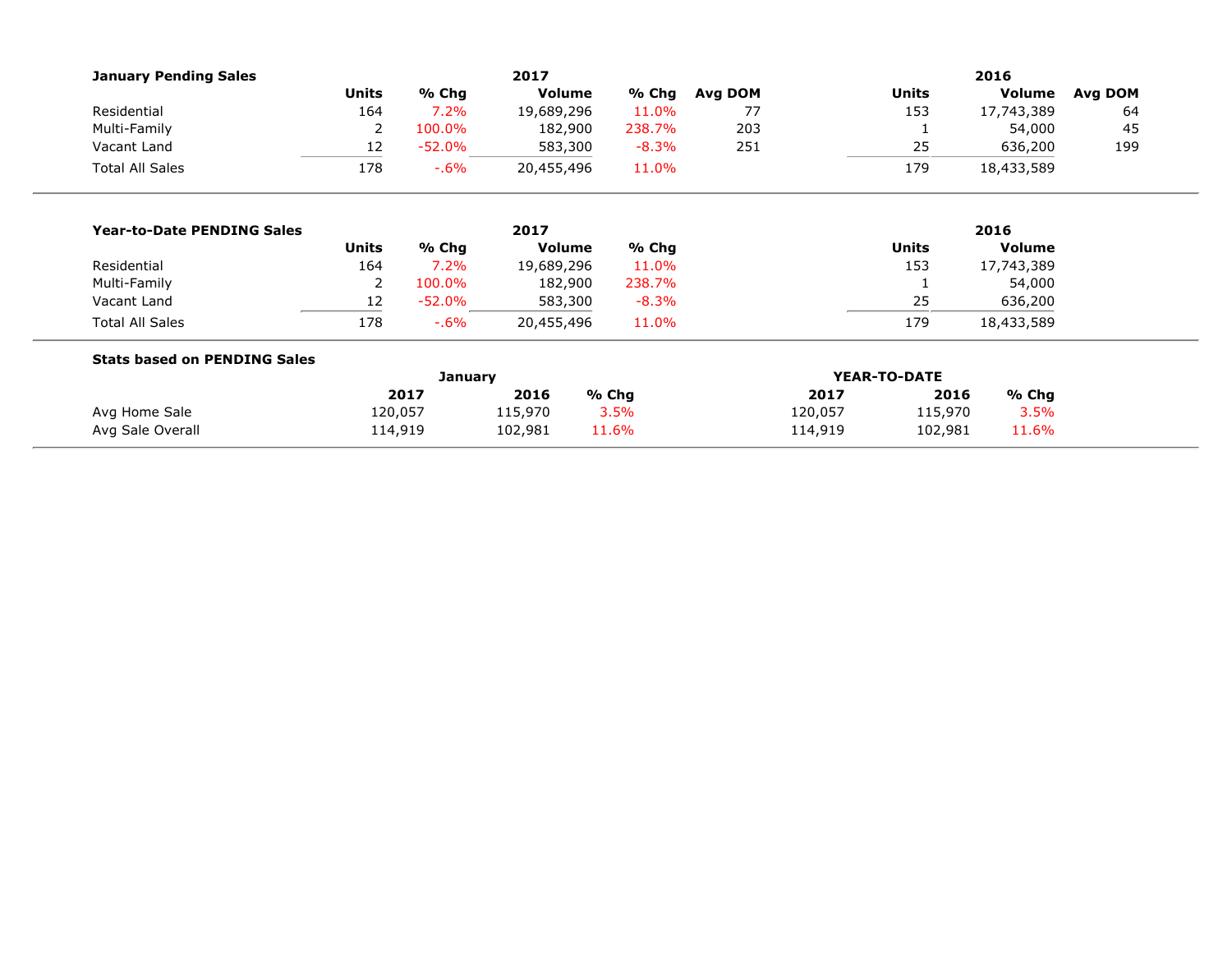### January Pending Sales

| | 2017 | | | | | 2016 | | |
|---|---|---|---|---|---|---|---|---|
| | Units | % Chg | Volume | % Chg | Avg DOM | Units | Volume | Avg DOM |
| Residential | 164 | 7.2% | 19,689,296 | 11.0% | 77 | 153 | 17,743,389 | 64 |
| Multi-Family | 2 | 100.0% | 182,900 | 238.7% | 203 | 1 | 54,000 | 45 |
| Vacant Land | 12 | -52.0% | 583,300 | -8.3% | 251 | 25 | 636,200 | 199 |
| Total All Sales | 178 | -.6% | 20,455,496 | 11.0% | | 179 | 18,433,589 | |

### Year-to-Date PENDING Sales

| | 2017 | | | | 2016 | |
|---|---|---|---|---|---|---|
| | Units | % Chg | Volume | % Chg | Units | Volume |
| Residential | 164 | 7.2% | 19,689,296 | 11.0% | 153 | 17,743,389 |
| Multi-Family | 2 | 100.0% | 182,900 | 238.7% | 1 | 54,000 |
| Vacant Land | 12 | -52.0% | 583,300 | -8.3% | 25 | 636,200 |
| Total All Sales | 178 | -.6% | 20,455,496 | 11.0% | 179 | 18,433,589 |

### Stats based on PENDING Sales

| | January | | | YEAR-TO-DATE | | |
|---|---|---|---|---|---|---|
| | 2017 | 2016 | % Chg | 2017 | 2016 | % Chg |
| Avg Home Sale | 120,057 | 115,970 | 3.5% | 120,057 | 115,970 | 3.5% |
| Avg Sale Overall | 114,919 | 102,981 | 11.6% | 114,919 | 102,981 | 11.6% |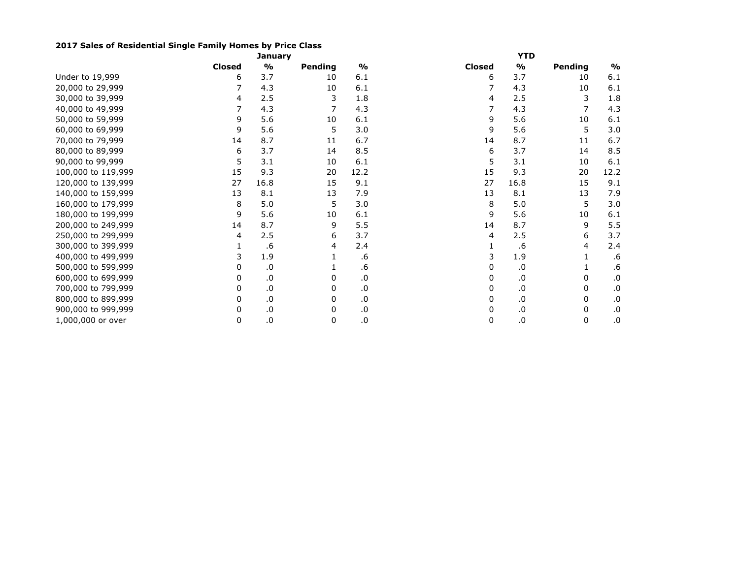**2017 Sales of Residential Single Family Homes by Price Class**

| | January | | | | YTD | | | |
|---|---|---|---|---|---|---|---|---|
| | **Closed** | **%** | **Pending** | **%** | **Closed** | **%** | **Pending** | **%** |
| Under to 19,999 | 6 | 3.7 | 10 | 6.1 | 6 | 3.7 | 10 | 6.1 |
| 20,000 to 29,999 | 7 | 4.3 | 10 | 6.1 | 7 | 4.3 | 10 | 6.1 |
| 30,000 to 39,999 | 4 | 2.5 | 3 | 1.8 | 4 | 2.5 | 3 | 1.8 |
| 40,000 to 49,999 | 7 | 4.3 | 7 | 4.3 | 7 | 4.3 | 7 | 4.3 |
| 50,000 to 59,999 | 9 | 5.6 | 10 | 6.1 | 9 | 5.6 | 10 | 6.1 |
| 60,000 to 69,999 | 9 | 5.6 | 5 | 3.0 | 9 | 5.6 | 5 | 3.0 |
| 70,000 to 79,999 | 14 | 8.7 | 11 | 6.7 | 14 | 8.7 | 11 | 6.7 |
| 80,000 to 89,999 | 6 | 3.7 | 14 | 8.5 | 6 | 3.7 | 14 | 8.5 |
| 90,000 to 99,999 | 5 | 3.1 | 10 | 6.1 | 5 | 3.1 | 10 | 6.1 |
| 100,000 to 119,999 | 15 | 9.3 | 20 | 12.2 | 15 | 9.3 | 20 | 12.2 |
| 120,000 to 139,999 | 27 | 16.8 | 15 | 9.1 | 27 | 16.8 | 15 | 9.1 |
| 140,000 to 159,999 | 13 | 8.1 | 13 | 7.9 | 13 | 8.1 | 13 | 7.9 |
| 160,000 to 179,999 | 8 | 5.0 | 5 | 3.0 | 8 | 5.0 | 5 | 3.0 |
| 180,000 to 199,999 | 9 | 5.6 | 10 | 6.1 | 9 | 5.6 | 10 | 6.1 |
| 200,000 to 249,999 | 14 | 8.7 | 9 | 5.5 | 14 | 8.7 | 9 | 5.5 |
| 250,000 to 299,999 | 4 | 2.5 | 6 | 3.7 | 4 | 2.5 | 6 | 3.7 |
| 300,000 to 399,999 | 1 | .6 | 4 | 2.4 | 1 | .6 | 4 | 2.4 |
| 400,000 to 499,999 | 3 | 1.9 | 1 | .6 | 3 | 1.9 | 1 | .6 |
| 500,000 to 599,999 | 0 | .0 | 1 | .6 | 0 | .0 | 1 | .6 |
| 600,000 to 699,999 | 0 | .0 | 0 | .0 | 0 | .0 | 0 | .0 |
| 700,000 to 799,999 | 0 | .0 | 0 | .0 | 0 | .0 | 0 | .0 |
| 800,000 to 899,999 | 0 | .0 | 0 | .0 | 0 | .0 | 0 | .0 |
| 900,000 to 999,999 | 0 | .0 | 0 | .0 | 0 | .0 | 0 | .0 |
| 1,000,000 or over | 0 | .0 | 0 | .0 | 0 | .0 | 0 | .0 |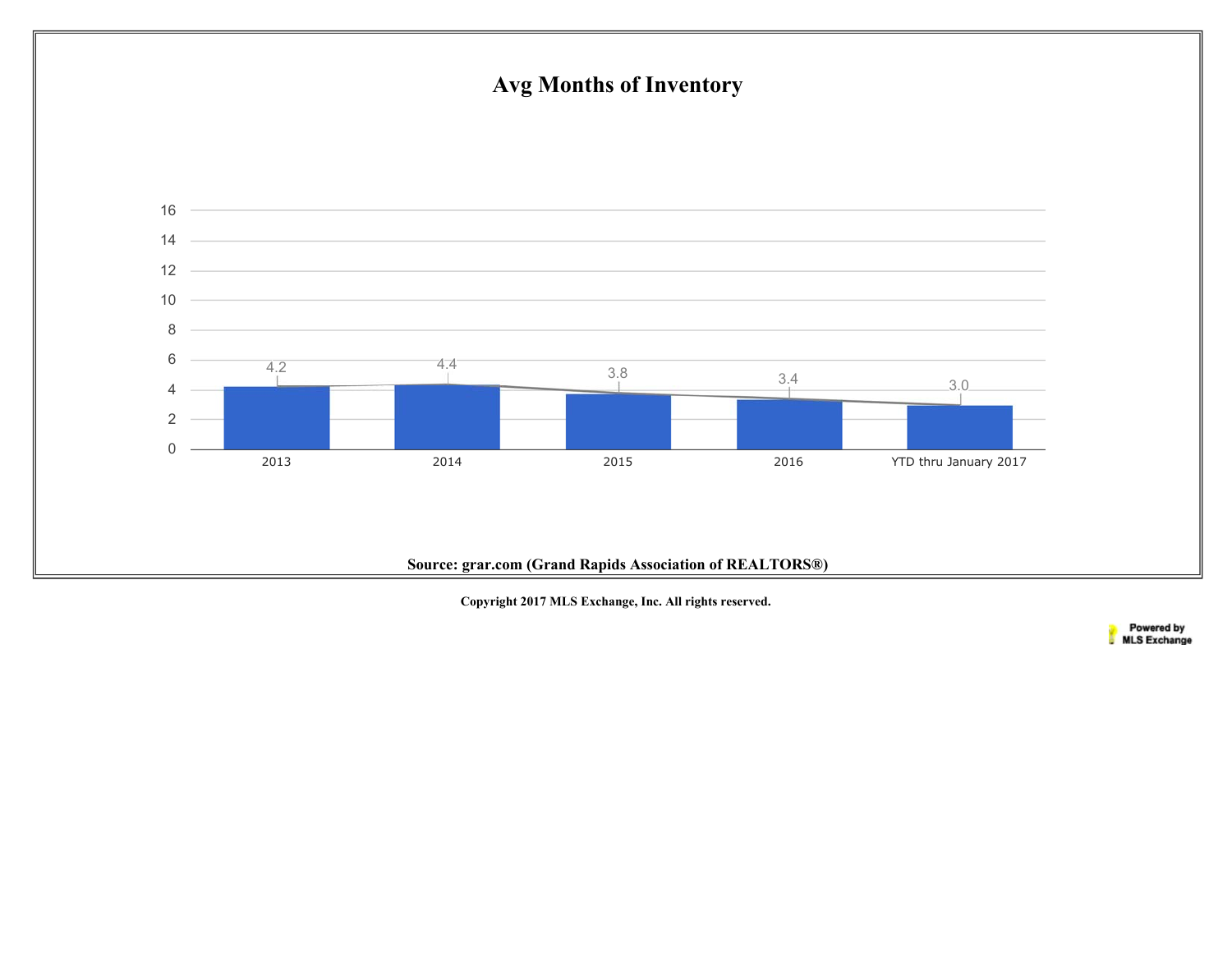# Avg Months of Inventory

16
14
12
10
8
6
4
2
0

4.2
4.4
3.8
3.4
3.0

2013
2014
2015
2016
YTD thru January 2017

**Source: grar.com (Grand Rapids Association of REALTORS®)**

**Copyright 2017 MLS Exchange, Inc. All rights reserved.**

**Powered by MLS Exchange**